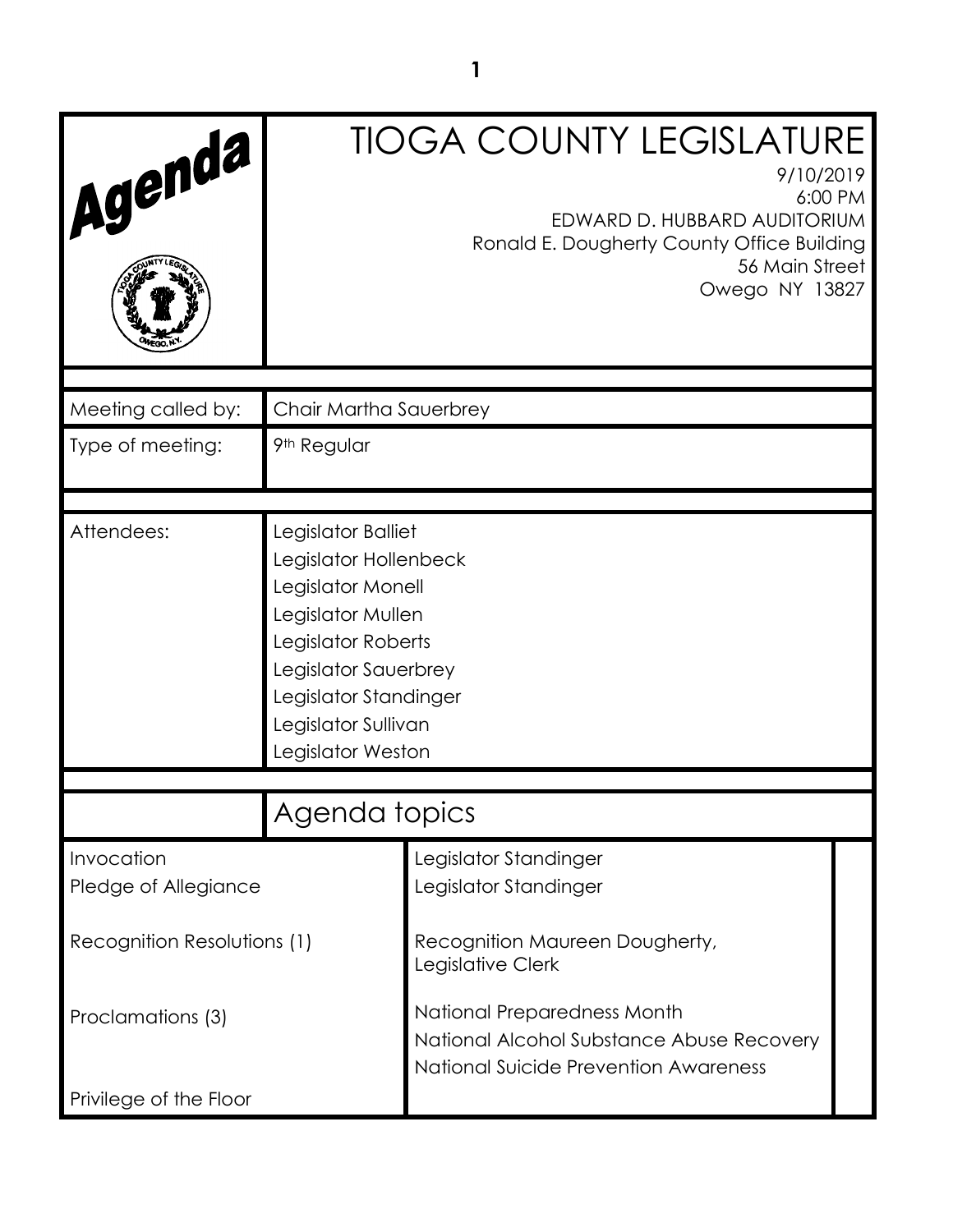**Agenda**

# TIOGA COUNTY LEGISLATURE

9/10/2019
6:00 PM
EDWARD D. HUBBARD AUDITORIUM
Ronald E. Dougherty County Office Building
56 Main Street
Owego NY 13827

| | |
|---|---|
| Meeting called by: | Chair Martha Sauerbrey |
| Type of meeting: | 9th Regular |

| | |
|---|---|
| Attendees: | Legislator Balliet<br>Legislator Hollenbeck<br>Legislator Monell<br>Legislator Mullen<br>Legislator Roberts<br>Legislator Sauerbrey<br>Legislator Standinger<br>Legislator Sullivan<br>Legislator Weston |

## Agenda topics

| | |
|---|---|
| Invocation | Legislator Standinger |
| Pledge of Allegiance | Legislator Standinger |
| Recognition Resolutions (1) | Recognition Maureen Dougherty, Legislative Clerk |
| Proclamations (3) | National Preparedness Month<br>National Alcohol Substance Abuse Recovery<br>National Suicide Prevention Awareness |
| Privilege of the Floor | |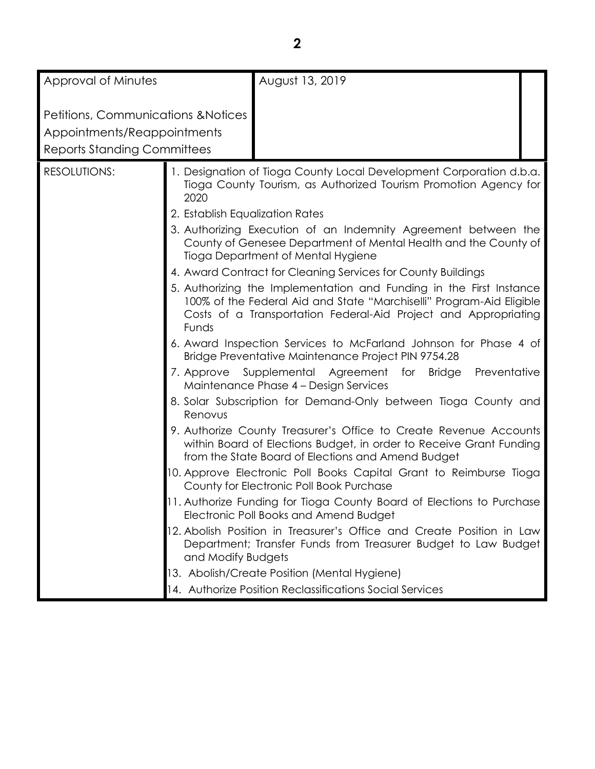| | | | |
|---|---|---|---|
| Approval of Minutes<br><br>Petitions, Communications &Notices<br>Appointments/Reappointments<br>Reports Standing Committees | | August 13, 2019 | |
| RESOLUTIONS: | 1. Designation of Tioga County Local Development Corporation d.b.a. Tioga County Tourism, as Authorized Tourism Promotion Agency for 2020<br>2. Establish Equalization Rates<br>3. Authorizing Execution of an Indemnity Agreement between the County of Genesee Department of Mental Health and the County of Tioga Department of Mental Hygiene<br>4. Award Contract for Cleaning Services for County Buildings<br>5. Authorizing the Implementation and Funding in the First Instance 100% of the Federal Aid and State "Marchiselli" Program-Aid Eligible Costs of a Transportation Federal-Aid Project and Appropriating Funds<br>6. Award Inspection Services to McFarland Johnson for Phase 4 of Bridge Preventative Maintenance Project PIN 9754.28<br>7. Approve Supplemental Agreement for Bridge Preventative Maintenance Phase 4 – Design Services<br>8. Solar Subscription for Demand-Only between Tioga County and Renovus<br>9. Authorize County Treasurer's Office to Create Revenue Accounts within Board of Elections Budget, in order to Receive Grant Funding from the State Board of Elections and Amend Budget<br>10. Approve Electronic Poll Books Capital Grant to Reimburse Tioga County for Electronic Poll Book Purchase<br>11. Authorize Funding for Tioga County Board of Elections to Purchase Electronic Poll Books and Amend Budget<br>12. Abolish Position in Treasurer's Office and Create Position in Law Department; Transfer Funds from Treasurer Budget to Law Budget and Modify Budgets<br>13. Abolish/Create Position (Mental Hygiene)<br>14. Authorize Position Reclassifications Social Services | | |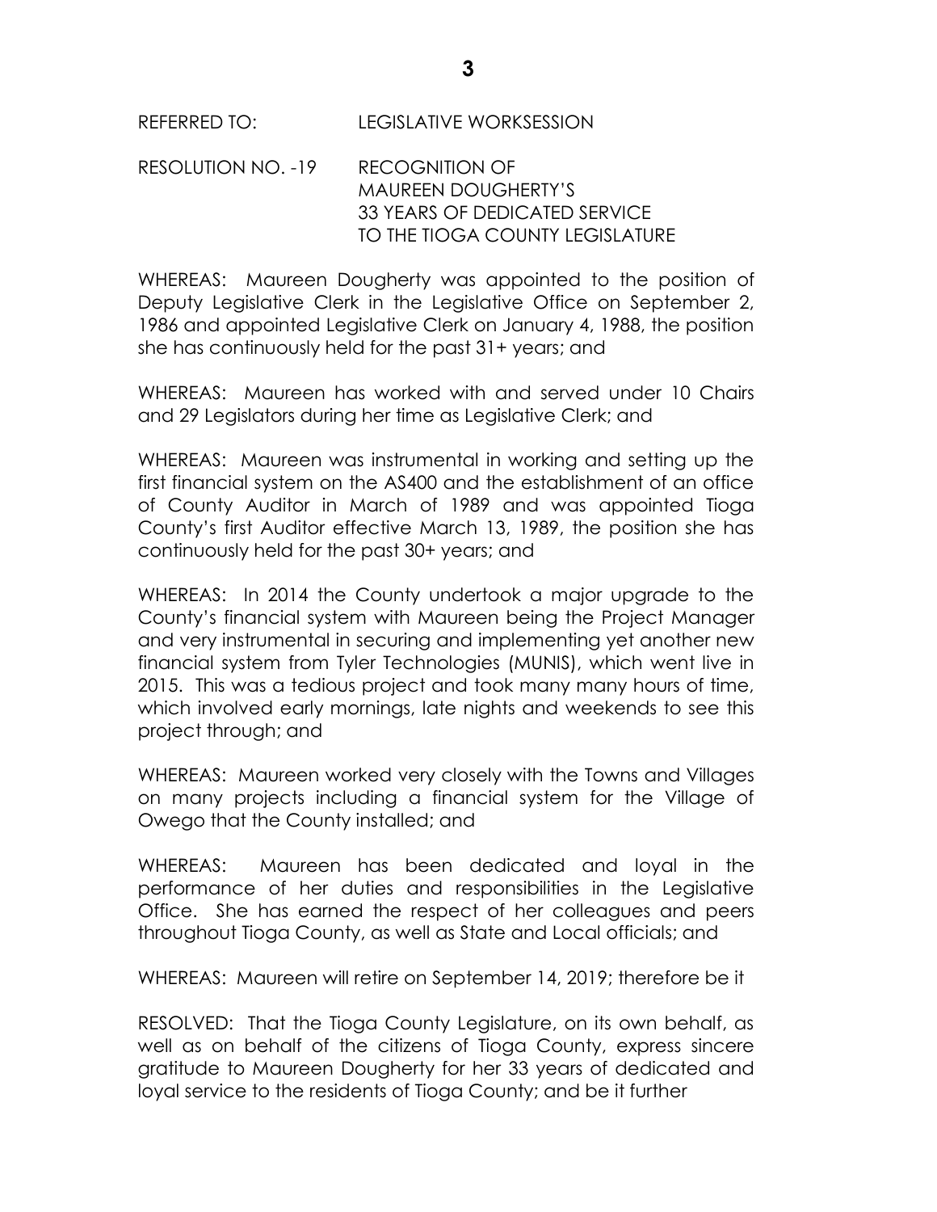REFERRED TO: LEGISLATIVE WORKSESSION

RESOLUTION NO. -19 RECOGNITION OF
MAUREEN DOUGHERTY'S
33 YEARS OF DEDICATED SERVICE
TO THE TIOGA COUNTY LEGISLATURE

WHEREAS: Maureen Dougherty was appointed to the position of Deputy Legislative Clerk in the Legislative Office on September 2, 1986 and appointed Legislative Clerk on January 4, 1988, the position she has continuously held for the past 31+ years; and

WHEREAS: Maureen has worked with and served under 10 Chairs and 29 Legislators during her time as Legislative Clerk; and

WHEREAS: Maureen was instrumental in working and setting up the first financial system on the AS400 and the establishment of an office of County Auditor in March of 1989 and was appointed Tioga County's first Auditor effective March 13, 1989, the position she has continuously held for the past 30+ years; and

WHEREAS: In 2014 the County undertook a major upgrade to the County's financial system with Maureen being the Project Manager and very instrumental in securing and implementing yet another new financial system from Tyler Technologies (MUNIS), which went live in 2015. This was a tedious project and took many many hours of time, which involved early mornings, late nights and weekends to see this project through; and

WHEREAS: Maureen worked very closely with the Towns and Villages on many projects including a financial system for the Village of Owego that the County installed; and

WHEREAS: Maureen has been dedicated and loyal in the performance of her duties and responsibilities in the Legislative Office. She has earned the respect of her colleagues and peers throughout Tioga County, as well as State and Local officials; and

WHEREAS: Maureen will retire on September 14, 2019; therefore be it

RESOLVED: That the Tioga County Legislature, on its own behalf, as well as on behalf of the citizens of Tioga County, express sincere gratitude to Maureen Dougherty for her 33 years of dedicated and loyal service to the residents of Tioga County; and be it further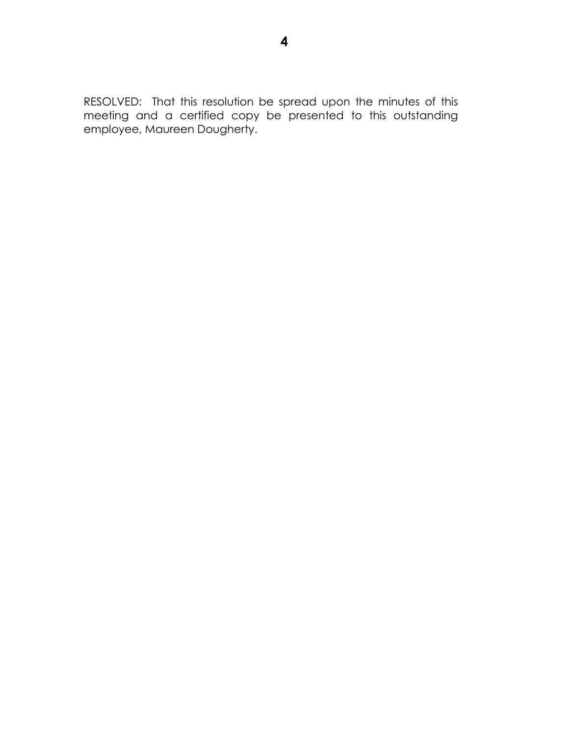RESOLVED: That this resolution be spread upon the minutes of this meeting and a certified copy be presented to this outstanding employee, Maureen Dougherty.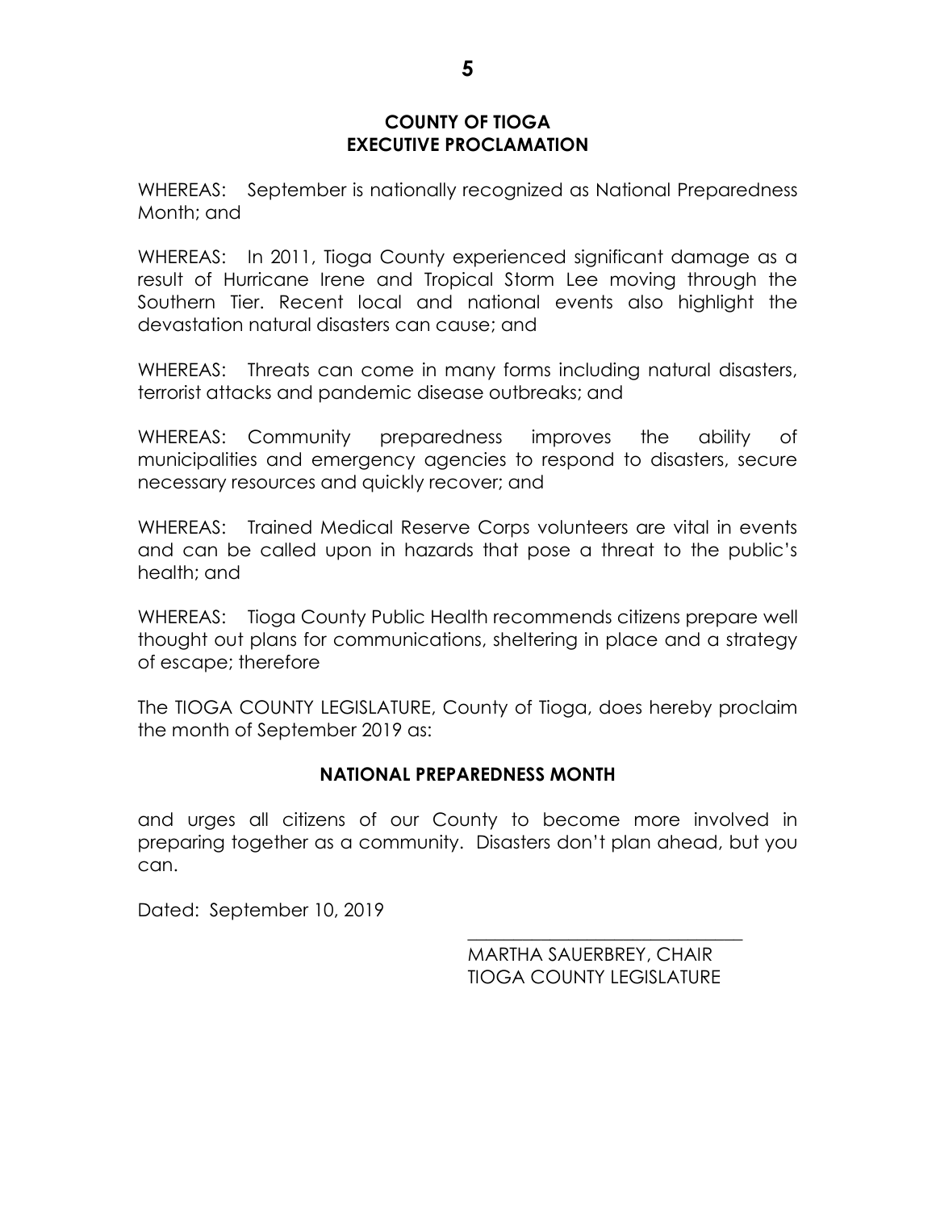## COUNTY OF TIOGA
## EXECUTIVE PROCLAMATION

WHEREAS: September is nationally recognized as National Preparedness Month; and

WHEREAS: In 2011, Tioga County experienced significant damage as a result of Hurricane Irene and Tropical Storm Lee moving through the Southern Tier. Recent local and national events also highlight the devastation natural disasters can cause; and

WHEREAS: Threats can come in many forms including natural disasters, terrorist attacks and pandemic disease outbreaks; and

WHEREAS: Community preparedness improves the ability of municipalities and emergency agencies to respond to disasters, secure necessary resources and quickly recover; and

WHEREAS: Trained Medical Reserve Corps volunteers are vital in events and can be called upon in hazards that pose a threat to the public's health; and

WHEREAS: Tioga County Public Health recommends citizens prepare well thought out plans for communications, sheltering in place and a strategy of escape; therefore

The TIOGA COUNTY LEGISLATURE, County of Tioga, does hereby proclaim the month of September 2019 as:

**NATIONAL PREPAREDNESS MONTH**

and urges all citizens of our County to become more involved in preparing together as a community. Disasters don't plan ahead, but you can.

Dated: September 10, 2019

\_\_\_\_\_\_\_\_\_\_\_\_\_\_\_\_\_\_\_\_\_\_\_\_\_\_\_\_\_\_

MARTHA SAUERBREY, CHAIR
TIOGA COUNTY LEGISLATURE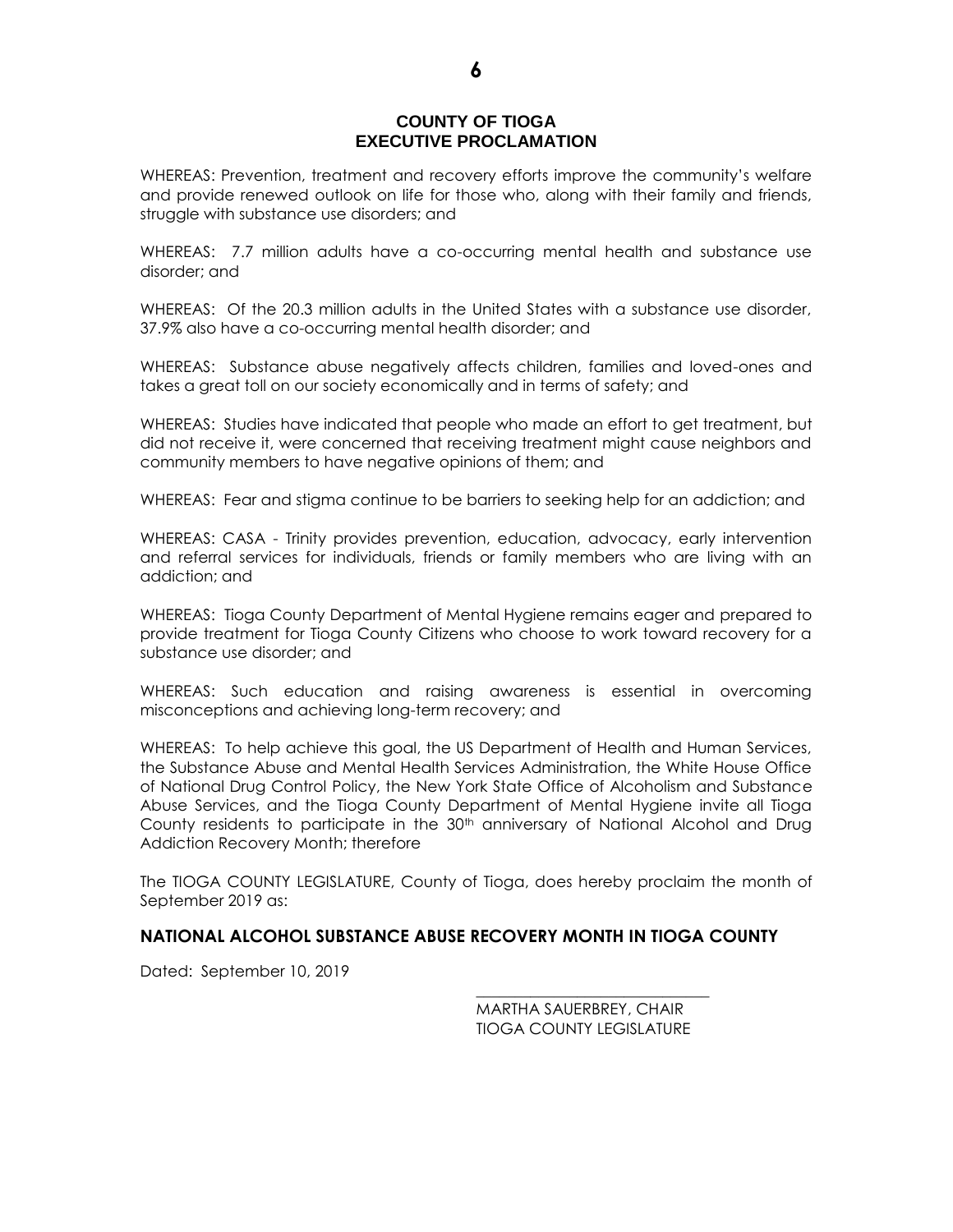## COUNTY OF TIOGA
## EXECUTIVE PROCLAMATION

WHEREAS: Prevention, treatment and recovery efforts improve the community's welfare and provide renewed outlook on life for those who, along with their family and friends, struggle with substance use disorders; and

WHEREAS: 7.7 million adults have a co-occurring mental health and substance use disorder; and

WHEREAS: Of the 20.3 million adults in the United States with a substance use disorder, 37.9% also have a co-occurring mental health disorder; and

WHEREAS: Substance abuse negatively affects children, families and loved-ones and takes a great toll on our society economically and in terms of safety; and

WHEREAS: Studies have indicated that people who made an effort to get treatment, but did not receive it, were concerned that receiving treatment might cause neighbors and community members to have negative opinions of them; and

WHEREAS: Fear and stigma continue to be barriers to seeking help for an addiction; and

WHEREAS: CASA - Trinity provides prevention, education, advocacy, early intervention and referral services for individuals, friends or family members who are living with an addiction; and

WHEREAS: Tioga County Department of Mental Hygiene remains eager and prepared to provide treatment for Tioga County Citizens who choose to work toward recovery for a substance use disorder; and

WHEREAS: Such education and raising awareness is essential in overcoming misconceptions and achieving long-term recovery; and

WHEREAS: To help achieve this goal, the US Department of Health and Human Services, the Substance Abuse and Mental Health Services Administration, the White House Office of National Drug Control Policy, the New York State Office of Alcoholism and Substance Abuse Services, and the Tioga County Department of Mental Hygiene invite all Tioga County residents to participate in the 30th anniversary of National Alcohol and Drug Addiction Recovery Month; therefore

The TIOGA COUNTY LEGISLATURE, County of Tioga, does hereby proclaim the month of September 2019 as:

### NATIONAL ALCOHOL SUBSTANCE ABUSE RECOVERY MONTH IN TIOGA COUNTY

Dated: September 10, 2019

\_\_\_\_\_\_\_\_\_\_\_\_\_\_\_\_\_\_\_\_\_\_\_\_\_\_\_\_\_\_

MARTHA SAUERBREY, CHAIR
TIOGA COUNTY LEGISLATURE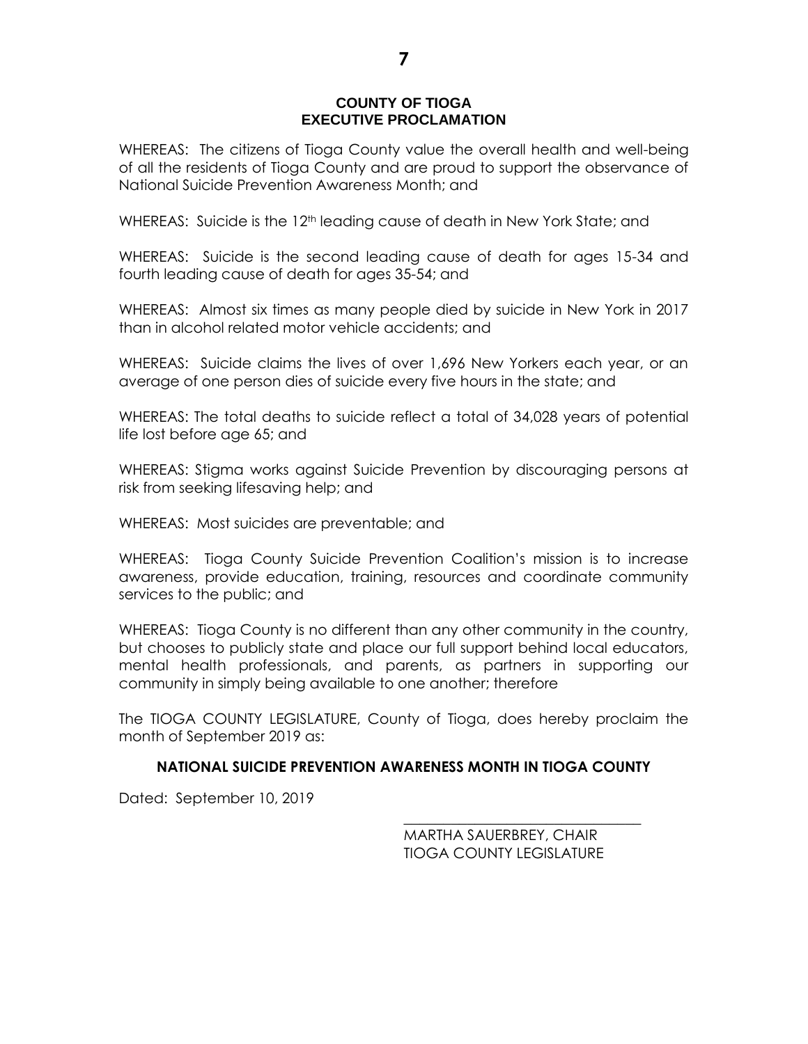**COUNTY OF TIOGA**
**EXECUTIVE PROCLAMATION**

WHEREAS: The citizens of Tioga County value the overall health and well-being of all the residents of Tioga County and are proud to support the observance of National Suicide Prevention Awareness Month; and

WHEREAS: Suicide is the 12th leading cause of death in New York State; and

WHEREAS: Suicide is the second leading cause of death for ages 15-34 and fourth leading cause of death for ages 35-54; and

WHEREAS: Almost six times as many people died by suicide in New York in 2017 than in alcohol related motor vehicle accidents; and

WHEREAS: Suicide claims the lives of over 1,696 New Yorkers each year, or an average of one person dies of suicide every five hours in the state; and

WHEREAS: The total deaths to suicide reflect a total of 34,028 years of potential life lost before age 65; and

WHEREAS: Stigma works against Suicide Prevention by discouraging persons at risk from seeking lifesaving help; and

WHEREAS: Most suicides are preventable; and

WHEREAS: Tioga County Suicide Prevention Coalition's mission is to increase awareness, provide education, training, resources and coordinate community services to the public; and

WHEREAS: Tioga County is no different than any other community in the country, but chooses to publicly state and place our full support behind local educators, mental health professionals, and parents, as partners in supporting our community in simply being available to one another; therefore

The TIOGA COUNTY LEGISLATURE, County of Tioga, does hereby proclaim the month of September 2019 as:

**NATIONAL SUICIDE PREVENTION AWARENESS MONTH IN TIOGA COUNTY**

Dated: September 10, 2019

\_\_\_\_\_\_\_\_\_\_\_\_\_\_\_\_\_\_\_\_\_\_\_\_\_\_\_\_\_\_\_\_
MARTHA SAUERBREY, CHAIR
TIOGA COUNTY LEGISLATURE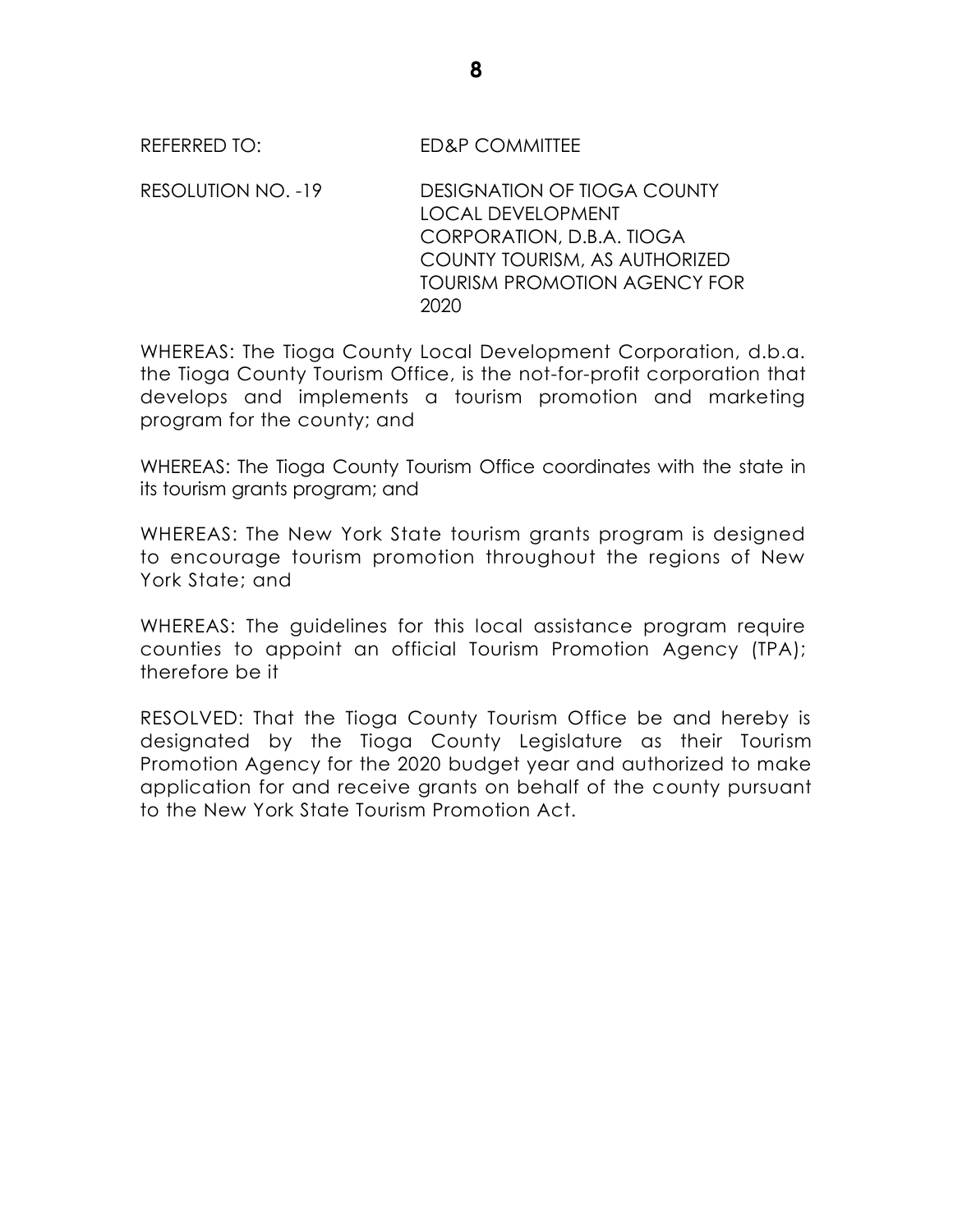REFERRED TO: ED&P COMMITTEE

RESOLUTION NO. -19 DESIGNATION OF TIOGA COUNTY LOCAL DEVELOPMENT CORPORATION, D.B.A. TIOGA COUNTY TOURISM, AS AUTHORIZED TOURISM PROMOTION AGENCY FOR 2020

WHEREAS: The Tioga County Local Development Corporation, d.b.a. the Tioga County Tourism Office, is the not-for-profit corporation that develops and implements a tourism promotion and marketing program for the county; and

WHEREAS: The Tioga County Tourism Office coordinates with the state in its tourism grants program; and

WHEREAS: The New York State tourism grants program is designed to encourage tourism promotion throughout the regions of New York State; and

WHEREAS: The guidelines for this local assistance program require counties to appoint an official Tourism Promotion Agency (TPA); therefore be it

RESOLVED: That the Tioga County Tourism Office be and hereby is designated by the Tioga County Legislature as their Tourism Promotion Agency for the 2020 budget year and authorized to make application for and receive grants on behalf of the county pursuant to the New York State Tourism Promotion Act.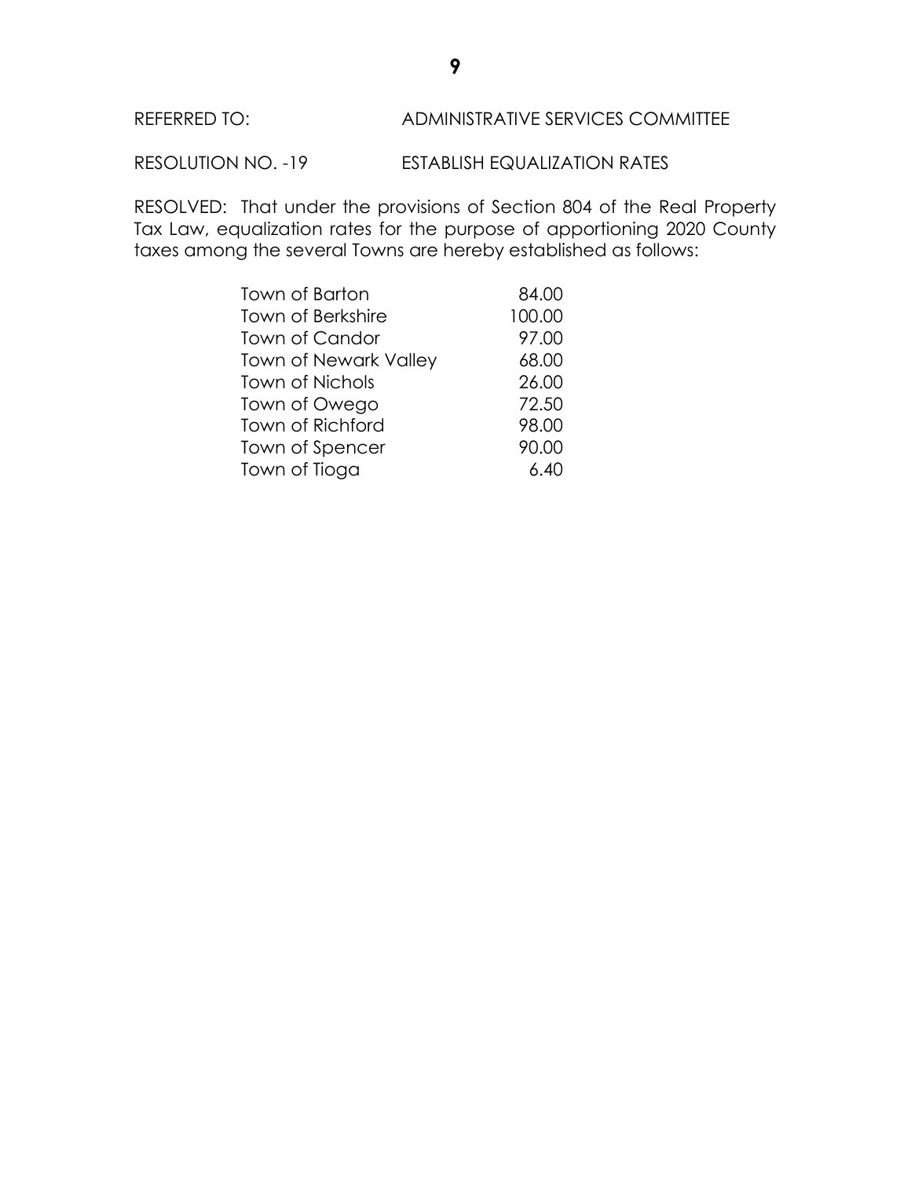REFERRED TO: ADMINISTRATIVE SERVICES COMMITTEE

RESOLUTION NO. -19 ESTABLISH EQUALIZATION RATES

RESOLVED: That under the provisions of Section 804 of the Real Property Tax Law, equalization rates for the purpose of apportioning 2020 County taxes among the several Towns are hereby established as follows:

| | |
|---|---|
| Town of Barton | 84.00 |
| Town of Berkshire | 100.00 |
| Town of Candor | 97.00 |
| Town of Newark Valley | 68.00 |
| Town of Nichols | 26.00 |
| Town of Owego | 72.50 |
| Town of Richford | 98.00 |
| Town of Spencer | 90.00 |
| Town of Tioga | 6.40 |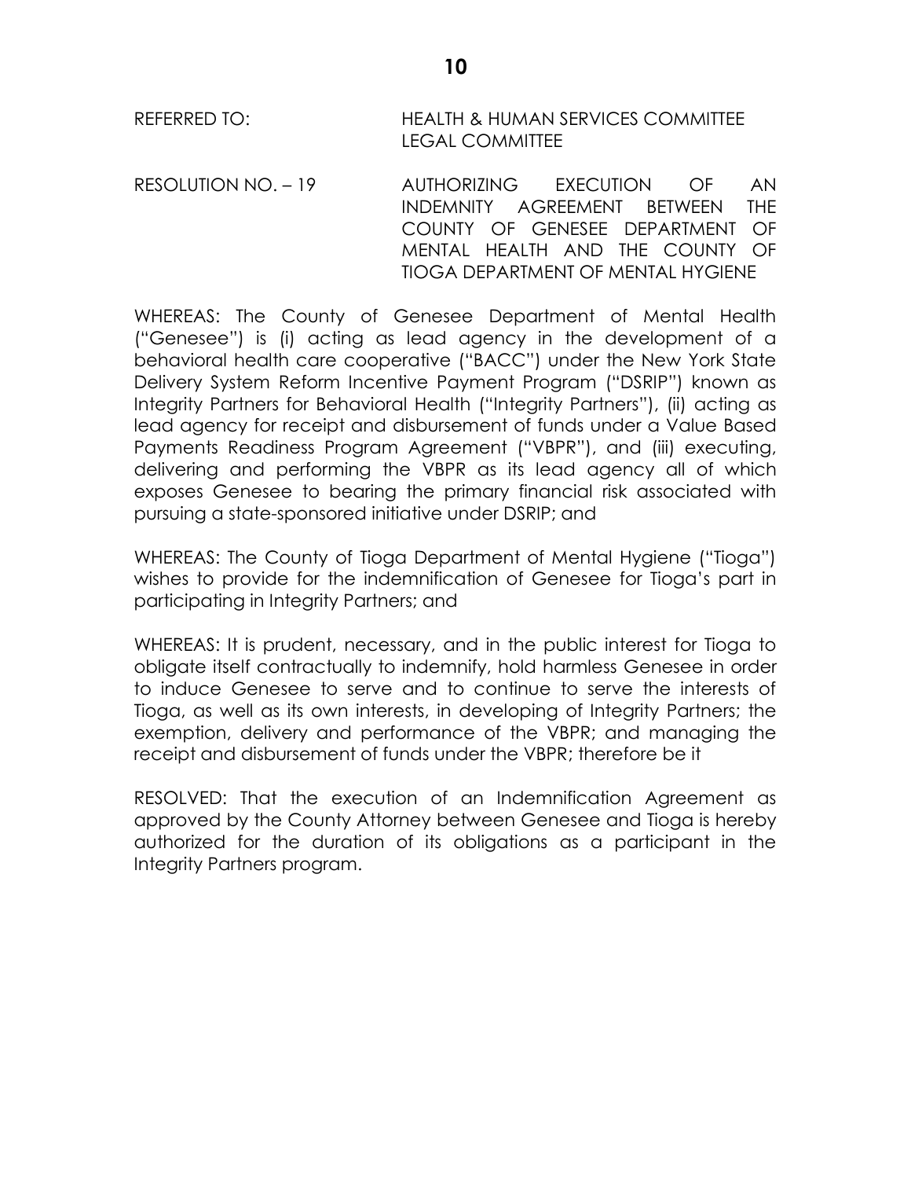REFERRED TO: HEALTH & HUMAN SERVICES COMMITTEE
LEGAL COMMITTEE

RESOLUTION NO. – 19 AUTHORIZING EXECUTION OF AN INDEMNITY AGREEMENT BETWEEN THE COUNTY OF GENESEE DEPARTMENT OF MENTAL HEALTH AND THE COUNTY OF TIOGA DEPARTMENT OF MENTAL HYGIENE

WHEREAS: The County of Genesee Department of Mental Health ("Genesee") is (i) acting as lead agency in the development of a behavioral health care cooperative ("BACC") under the New York State Delivery System Reform Incentive Payment Program ("DSRIP") known as Integrity Partners for Behavioral Health ("Integrity Partners"), (ii) acting as lead agency for receipt and disbursement of funds under a Value Based Payments Readiness Program Agreement ("VBPR"), and (iii) executing, delivering and performing the VBPR as its lead agency all of which exposes Genesee to bearing the primary financial risk associated with pursuing a state-sponsored initiative under DSRIP; and

WHEREAS: The County of Tioga Department of Mental Hygiene ("Tioga") wishes to provide for the indemnification of Genesee for Tioga's part in participating in Integrity Partners; and

WHEREAS: It is prudent, necessary, and in the public interest for Tioga to obligate itself contractually to indemnify, hold harmless Genesee in order to induce Genesee to serve and to continue to serve the interests of Tioga, as well as its own interests, in developing of Integrity Partners; the exemption, delivery and performance of the VBPR; and managing the receipt and disbursement of funds under the VBPR; therefore be it

RESOLVED: That the execution of an Indemnification Agreement as approved by the County Attorney between Genesee and Tioga is hereby authorized for the duration of its obligations as a participant in the Integrity Partners program.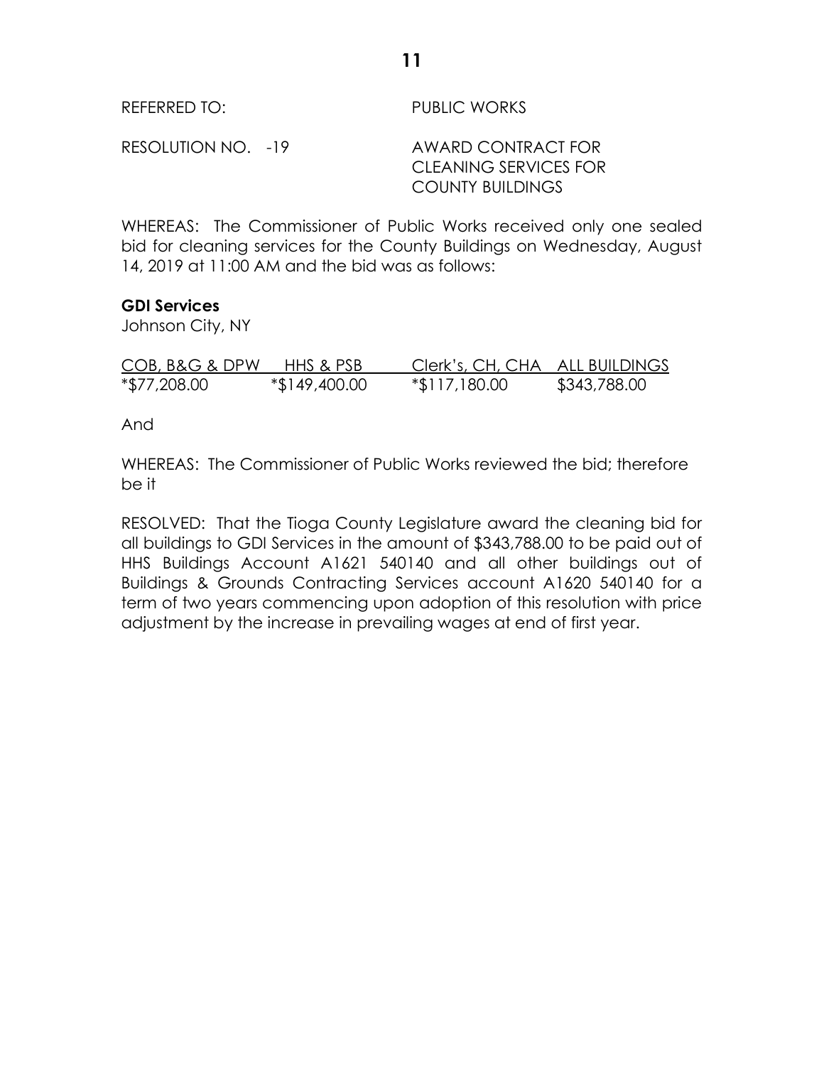REFERRED TO: PUBLIC WORKS

RESOLUTION NO. -19 AWARD CONTRACT FOR CLEANING SERVICES FOR COUNTY BUILDINGS

WHEREAS: The Commissioner of Public Works received only one sealed bid for cleaning services for the County Buildings on Wednesday, August 14, 2019 at 11:00 AM and the bid was as follows:

**GDI Services**
Johnson City, NY

| COB, B&G & DPW | HHS & PSB | Clerk's, CH, CHA | ALL BUILDINGS |
|---|---|---|---|
| *$77,208.00 | *$149,400.00 | *$117,180.00 | $343,788.00 |

And

WHEREAS: The Commissioner of Public Works reviewed the bid; therefore be it

RESOLVED: That the Tioga County Legislature award the cleaning bid for all buildings to GDI Services in the amount of $343,788.00 to be paid out of HHS Buildings Account A1621 540140 and all other buildings out of Buildings & Grounds Contracting Services account A1620 540140 for a term of two years commencing upon adoption of this resolution with price adjustment by the increase in prevailing wages at end of first year.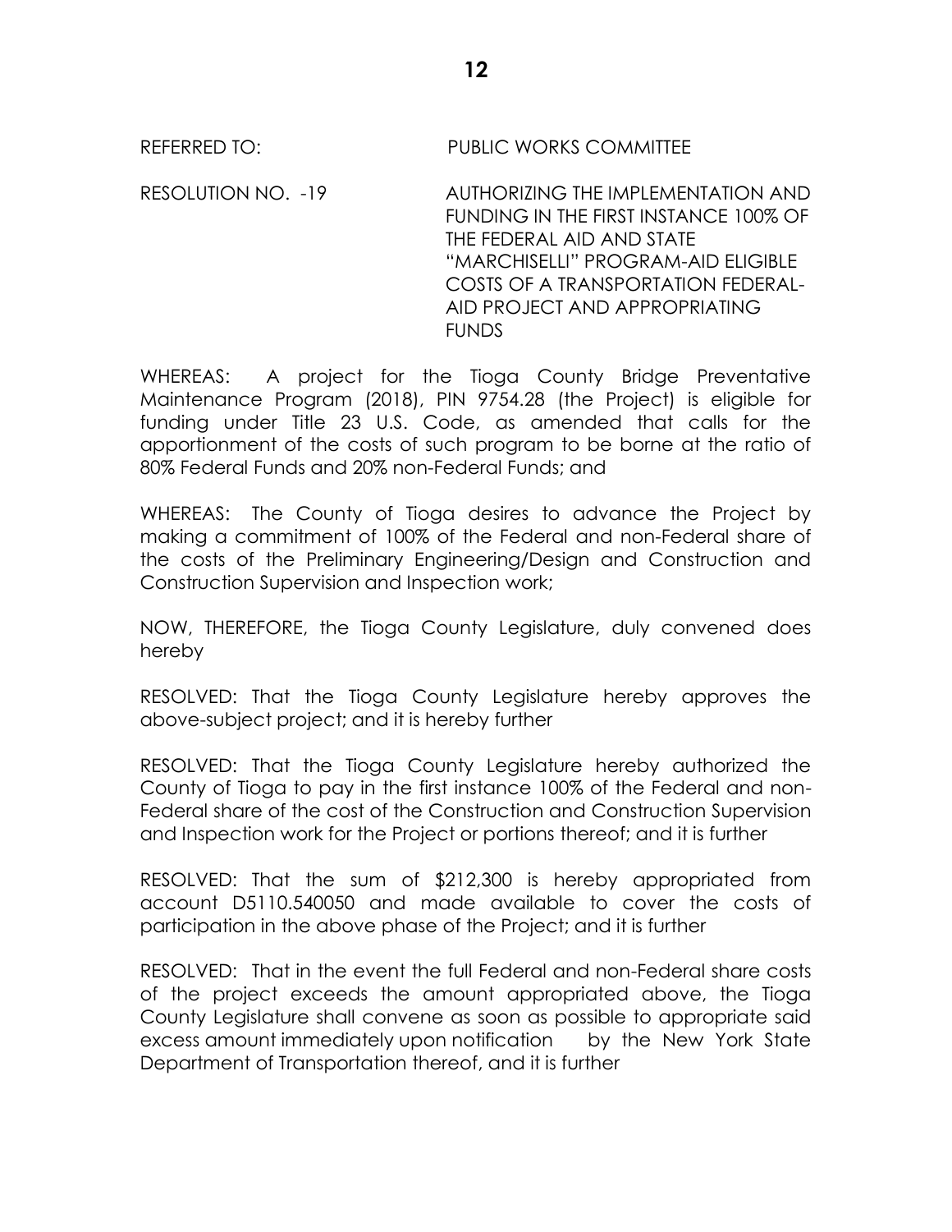REFERRED TO: PUBLIC WORKS COMMITTEE

RESOLUTION NO. -19 AUTHORIZING THE IMPLEMENTATION AND FUNDING IN THE FIRST INSTANCE 100% OF THE FEDERAL AID AND STATE "MARCHISELLI" PROGRAM-AID ELIGIBLE COSTS OF A TRANSPORTATION FEDERAL-AID PROJECT AND APPROPRIATING FUNDS

WHEREAS: A project for the Tioga County Bridge Preventative Maintenance Program (2018), PIN 9754.28 (the Project) is eligible for funding under Title 23 U.S. Code, as amended that calls for the apportionment of the costs of such program to be borne at the ratio of 80% Federal Funds and 20% non-Federal Funds; and

WHEREAS: The County of Tioga desires to advance the Project by making a commitment of 100% of the Federal and non-Federal share of the costs of the Preliminary Engineering/Design and Construction and Construction Supervision and Inspection work;

NOW, THEREFORE, the Tioga County Legislature, duly convened does hereby

RESOLVED: That the Tioga County Legislature hereby approves the above-subject project; and it is hereby further

RESOLVED: That the Tioga County Legislature hereby authorized the County of Tioga to pay in the first instance 100% of the Federal and non-Federal share of the cost of the Construction and Construction Supervision and Inspection work for the Project or portions thereof; and it is further

RESOLVED: That the sum of $212,300 is hereby appropriated from account D5110.540050 and made available to cover the costs of participation in the above phase of the Project; and it is further

RESOLVED: That in the event the full Federal and non-Federal share costs of the project exceeds the amount appropriated above, the Tioga County Legislature shall convene as soon as possible to appropriate said excess amount immediately upon notification by the New York State Department of Transportation thereof, and it is further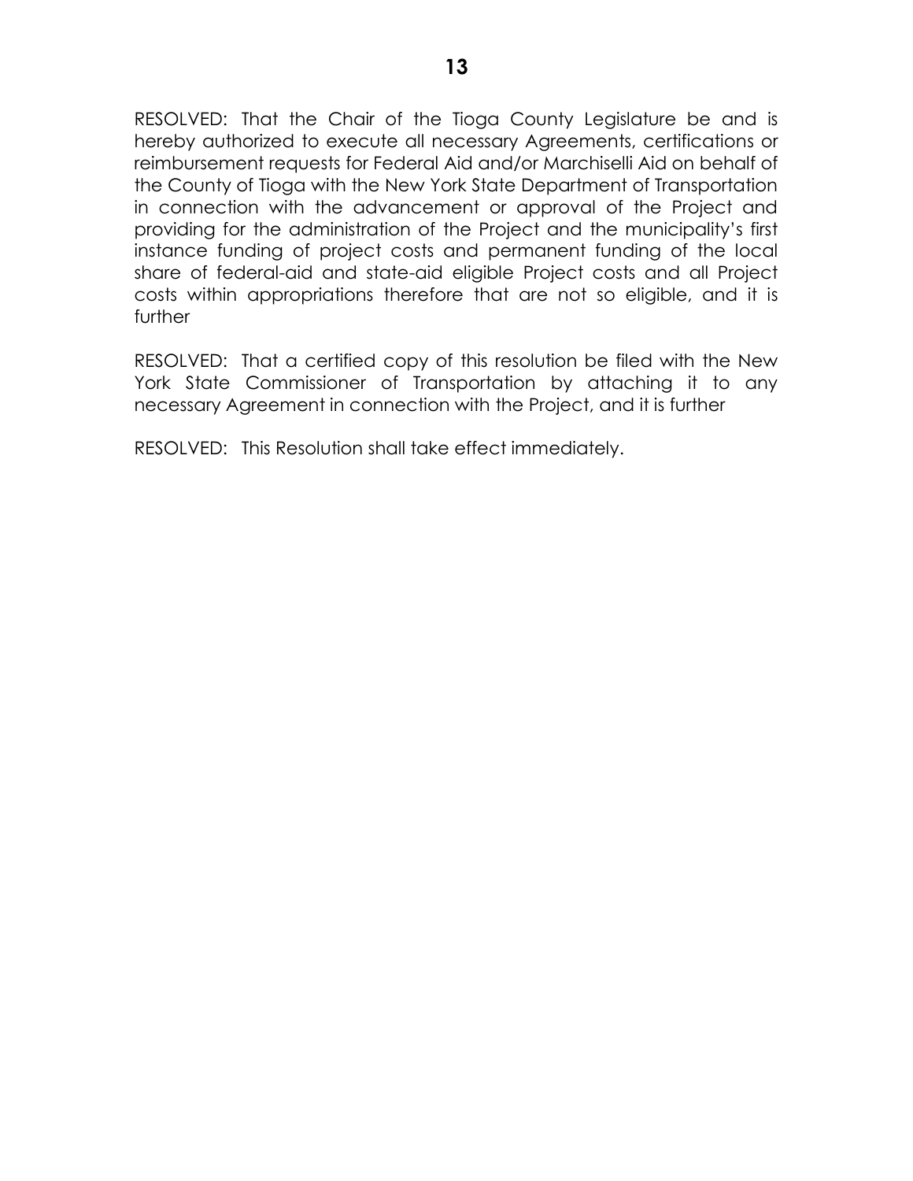RESOLVED: That the Chair of the Tioga County Legislature be and is hereby authorized to execute all necessary Agreements, certifications or reimbursement requests for Federal Aid and/or Marchiselli Aid on behalf of the County of Tioga with the New York State Department of Transportation in connection with the advancement or approval of the Project and providing for the administration of the Project and the municipality's first instance funding of project costs and permanent funding of the local share of federal-aid and state-aid eligible Project costs and all Project costs within appropriations therefore that are not so eligible, and it is further

RESOLVED: That a certified copy of this resolution be filed with the New York State Commissioner of Transportation by attaching it to any necessary Agreement in connection with the Project, and it is further

RESOLVED: This Resolution shall take effect immediately.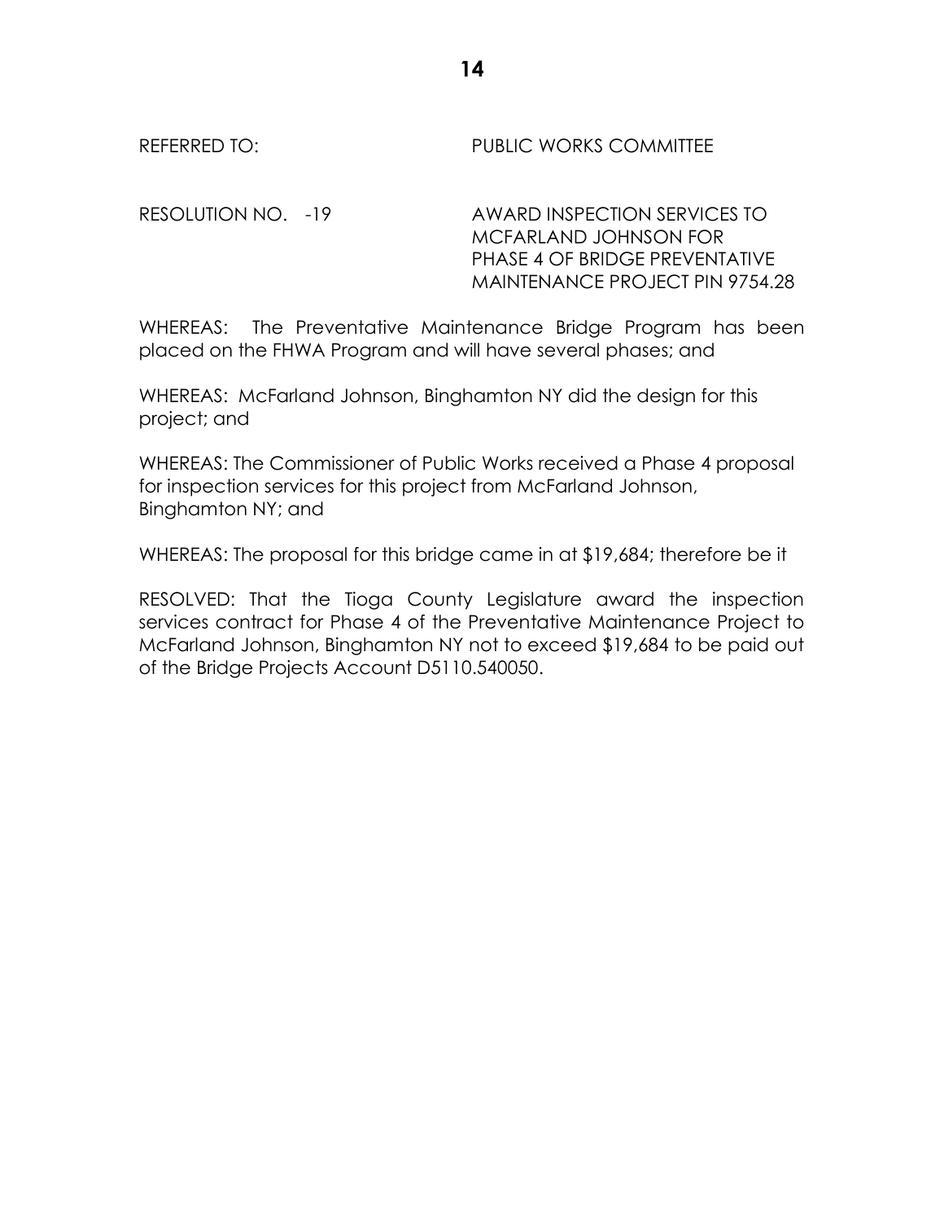REFERRED TO: PUBLIC WORKS COMMITTEE

RESOLUTION NO. -19 AWARD INSPECTION SERVICES TO MCFARLAND JOHNSON FOR PHASE 4 OF BRIDGE PREVENTATIVE MAINTENANCE PROJECT PIN 9754.28

WHEREAS: The Preventative Maintenance Bridge Program has been placed on the FHWA Program and will have several phases; and

WHEREAS: McFarland Johnson, Binghamton NY did the design for this project; and

WHEREAS: The Commissioner of Public Works received a Phase 4 proposal for inspection services for this project from McFarland Johnson, Binghamton NY; and

WHEREAS: The proposal for this bridge came in at $19,684; therefore be it

RESOLVED: That the Tioga County Legislature award the inspection services contract for Phase 4 of the Preventative Maintenance Project to McFarland Johnson, Binghamton NY not to exceed $19,684 to be paid out of the Bridge Projects Account D5110.540050.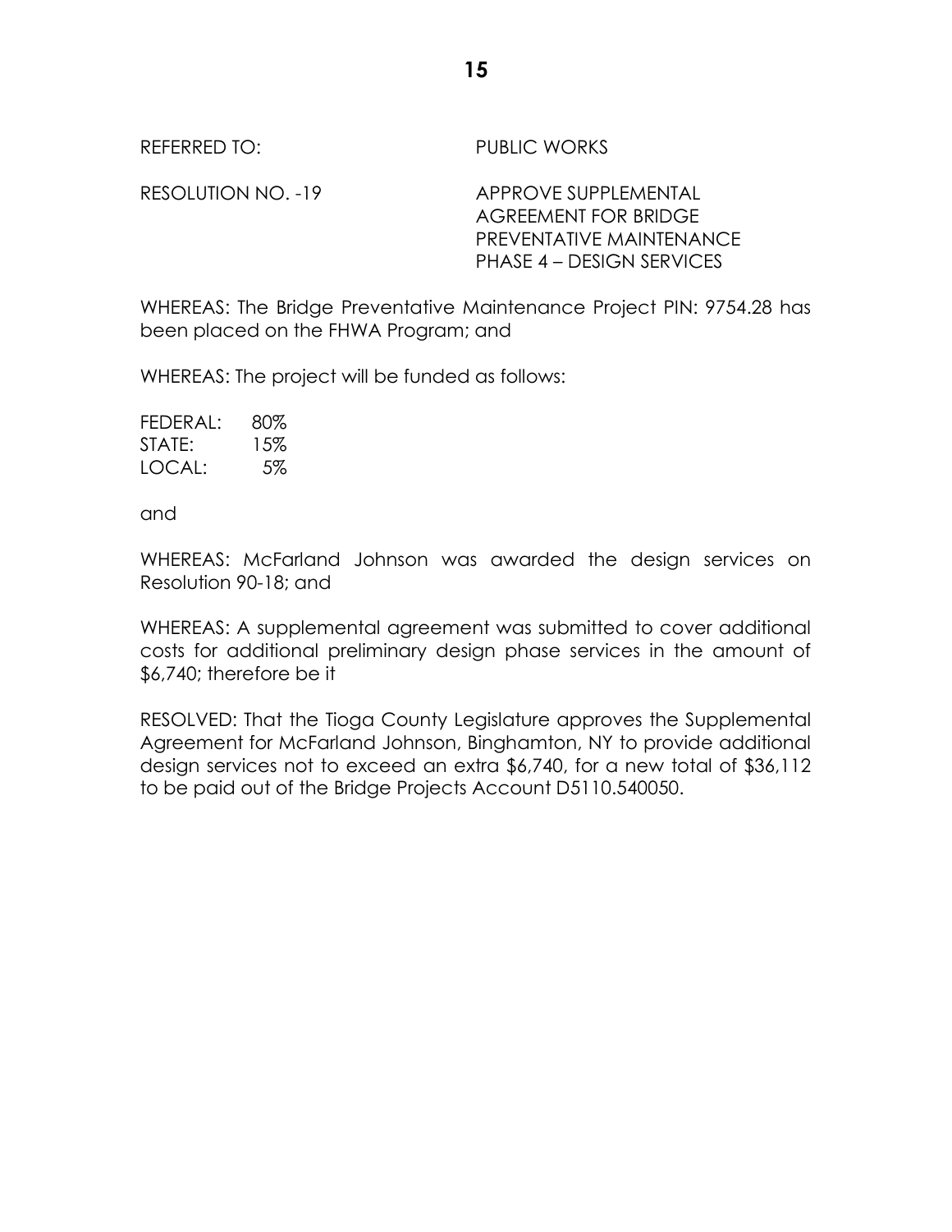REFERRED TO: PUBLIC WORKS

RESOLUTION NO. -19 APPROVE SUPPLEMENTAL AGREEMENT FOR BRIDGE PREVENTATIVE MAINTENANCE PHASE 4 – DESIGN SERVICES

WHEREAS: The Bridge Preventative Maintenance Project PIN: 9754.28 has been placed on the FHWA Program; and

WHEREAS: The project will be funded as follows:

| | |
|---|---|
| FEDERAL: | 80% |
| STATE: | 15% |
| LOCAL: | 5% |

and

WHEREAS: McFarland Johnson was awarded the design services on Resolution 90-18; and

WHEREAS: A supplemental agreement was submitted to cover additional costs for additional preliminary design phase services in the amount of $6,740; therefore be it

RESOLVED: That the Tioga County Legislature approves the Supplemental Agreement for McFarland Johnson, Binghamton, NY to provide additional design services not to exceed an extra $6,740, for a new total of $36,112 to be paid out of the Bridge Projects Account D5110.540050.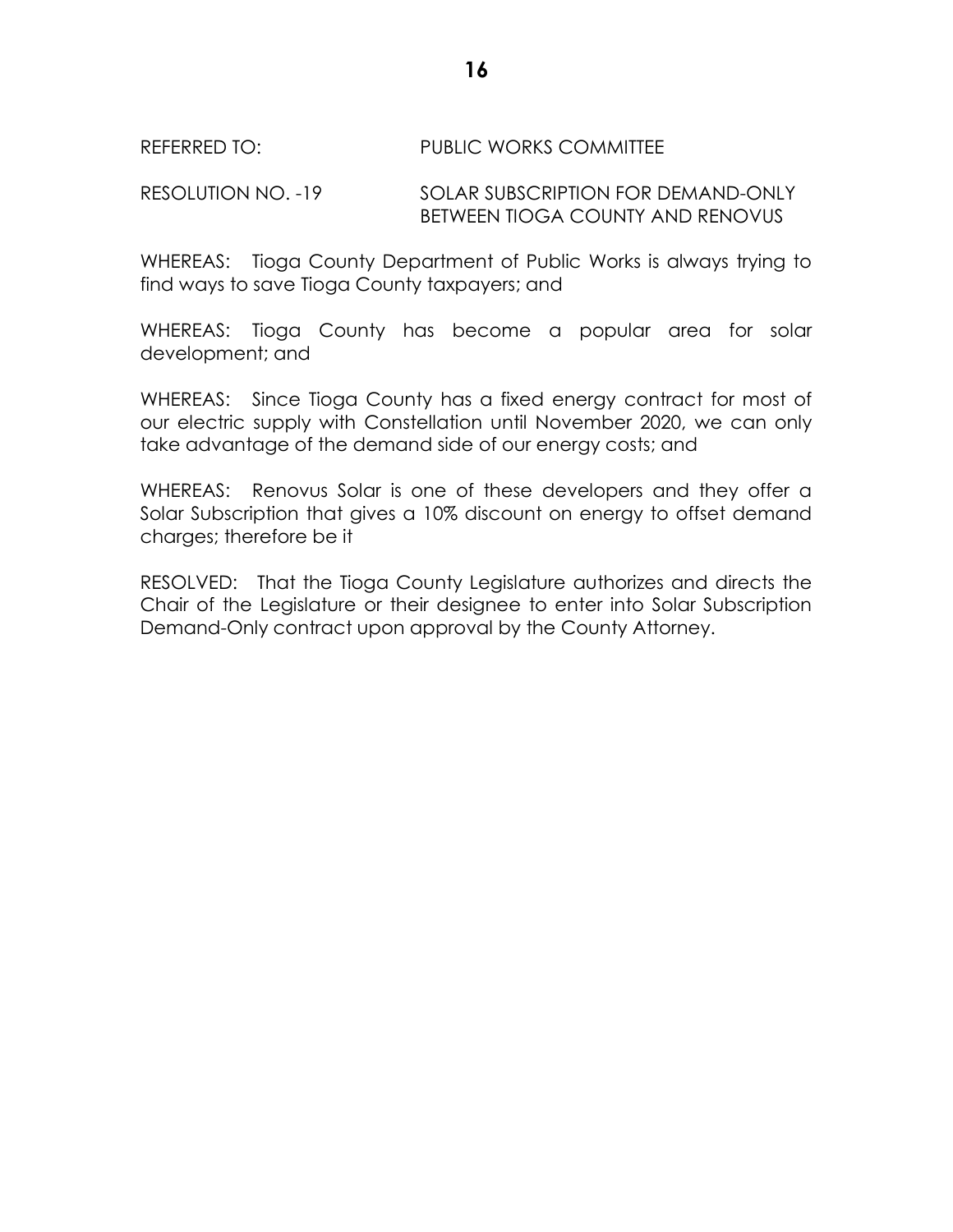REFERRED TO: PUBLIC WORKS COMMITTEE

RESOLUTION NO. -19 SOLAR SUBSCRIPTION FOR DEMAND-ONLY BETWEEN TIOGA COUNTY AND RENOVUS

WHEREAS: Tioga County Department of Public Works is always trying to find ways to save Tioga County taxpayers; and

WHEREAS: Tioga County has become a popular area for solar development; and

WHEREAS: Since Tioga County has a fixed energy contract for most of our electric supply with Constellation until November 2020, we can only take advantage of the demand side of our energy costs; and

WHEREAS: Renovus Solar is one of these developers and they offer a Solar Subscription that gives a 10% discount on energy to offset demand charges; therefore be it

RESOLVED: That the Tioga County Legislature authorizes and directs the Chair of the Legislature or their designee to enter into Solar Subscription Demand-Only contract upon approval by the County Attorney.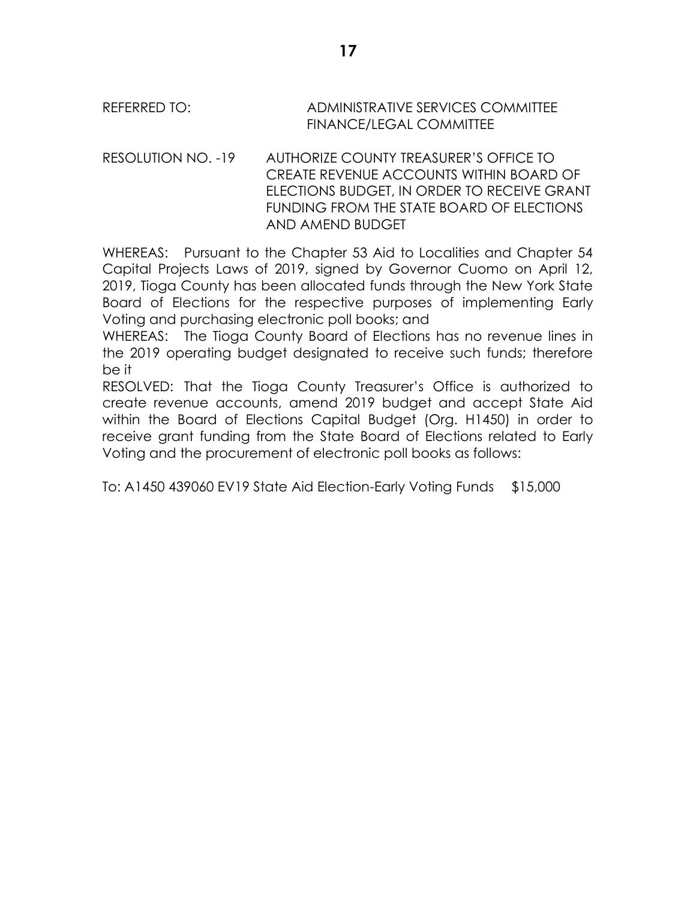REFERRED TO: ADMINISTRATIVE SERVICES COMMITTEE
FINANCE/LEGAL COMMITTEE

RESOLUTION NO. -19 AUTHORIZE COUNTY TREASURER'S OFFICE TO CREATE REVENUE ACCOUNTS WITHIN BOARD OF ELECTIONS BUDGET, IN ORDER TO RECEIVE GRANT FUNDING FROM THE STATE BOARD OF ELECTIONS AND AMEND BUDGET

WHEREAS: Pursuant to the Chapter 53 Aid to Localities and Chapter 54 Capital Projects Laws of 2019, signed by Governor Cuomo on April 12, 2019, Tioga County has been allocated funds through the New York State Board of Elections for the respective purposes of implementing Early Voting and purchasing electronic poll books; and

WHEREAS: The Tioga County Board of Elections has no revenue lines in the 2019 operating budget designated to receive such funds; therefore be it

RESOLVED: That the Tioga County Treasurer's Office is authorized to create revenue accounts, amend 2019 budget and accept State Aid within the Board of Elections Capital Budget (Org. H1450) in order to receive grant funding from the State Board of Elections related to Early Voting and the procurement of electronic poll books as follows:

To: A1450 439060 EV19 State Aid Election-Early Voting Funds $15,000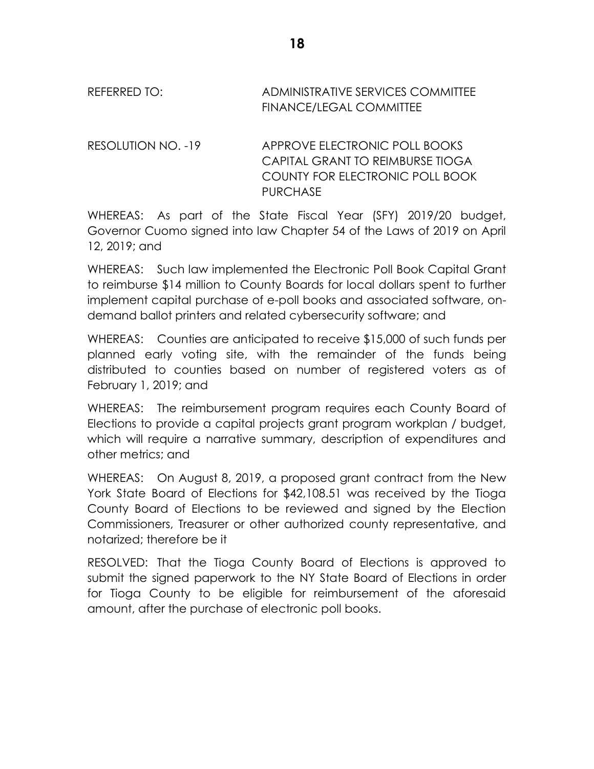REFERRED TO: ADMINISTRATIVE SERVICES COMMITTEE
FINANCE/LEGAL COMMITTEE

RESOLUTION NO. -19 APPROVE ELECTRONIC POLL BOOKS CAPITAL GRANT TO REIMBURSE TIOGA COUNTY FOR ELECTRONIC POLL BOOK PURCHASE

WHEREAS: As part of the State Fiscal Year (SFY) 2019/20 budget, Governor Cuomo signed into law Chapter 54 of the Laws of 2019 on April 12, 2019; and

WHEREAS: Such law implemented the Electronic Poll Book Capital Grant to reimburse $14 million to County Boards for local dollars spent to further implement capital purchase of e-poll books and associated software, on-demand ballot printers and related cybersecurity software; and

WHEREAS: Counties are anticipated to receive $15,000 of such funds per planned early voting site, with the remainder of the funds being distributed to counties based on number of registered voters as of February 1, 2019; and

WHEREAS: The reimbursement program requires each County Board of Elections to provide a capital projects grant program workplan / budget, which will require a narrative summary, description of expenditures and other metrics; and

WHEREAS: On August 8, 2019, a proposed grant contract from the New York State Board of Elections for $42,108.51 was received by the Tioga County Board of Elections to be reviewed and signed by the Election Commissioners, Treasurer or other authorized county representative, and notarized; therefore be it

RESOLVED: That the Tioga County Board of Elections is approved to submit the signed paperwork to the NY State Board of Elections in order for Tioga County to be eligible for reimbursement of the aforesaid amount, after the purchase of electronic poll books.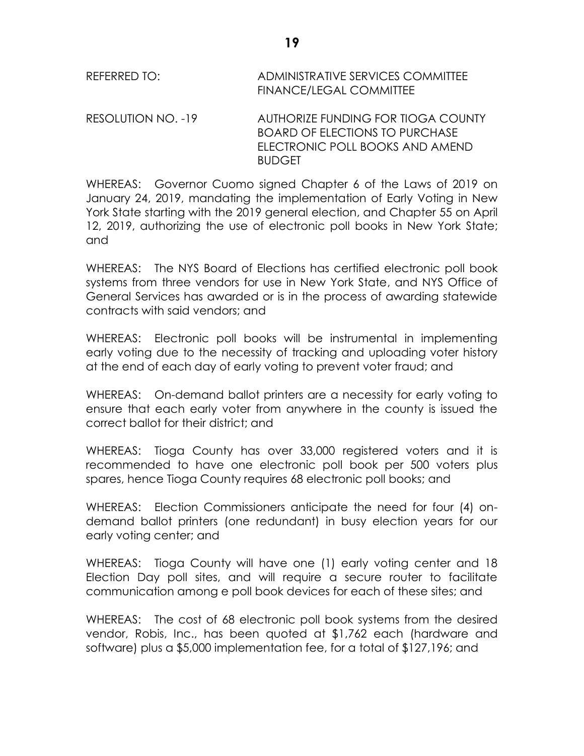REFERRED TO: ADMINISTRATIVE SERVICES COMMITTEE
FINANCE/LEGAL COMMITTEE

RESOLUTION NO. -19 AUTHORIZE FUNDING FOR TIOGA COUNTY BOARD OF ELECTIONS TO PURCHASE ELECTRONIC POLL BOOKS AND AMEND BUDGET

WHEREAS: Governor Cuomo signed Chapter 6 of the Laws of 2019 on January 24, 2019, mandating the implementation of Early Voting in New York State starting with the 2019 general election, and Chapter 55 on April 12, 2019, authorizing the use of electronic poll books in New York State; and

WHEREAS: The NYS Board of Elections has certified electronic poll book systems from three vendors for use in New York State, and NYS Office of General Services has awarded or is in the process of awarding statewide contracts with said vendors; and

WHEREAS: Electronic poll books will be instrumental in implementing early voting due to the necessity of tracking and uploading voter history at the end of each day of early voting to prevent voter fraud; and

WHEREAS: On-demand ballot printers are a necessity for early voting to ensure that each early voter from anywhere in the county is issued the correct ballot for their district; and

WHEREAS: Tioga County has over 33,000 registered voters and it is recommended to have one electronic poll book per 500 voters plus spares, hence Tioga County requires 68 electronic poll books; and

WHEREAS: Election Commissioners anticipate the need for four (4) on-demand ballot printers (one redundant) in busy election years for our early voting center; and

WHEREAS: Tioga County will have one (1) early voting center and 18 Election Day poll sites, and will require a secure router to facilitate communication among e poll book devices for each of these sites; and

WHEREAS: The cost of 68 electronic poll book systems from the desired vendor, Robis, Inc., has been quoted at $1,762 each (hardware and software) plus a $5,000 implementation fee, for a total of $127,196; and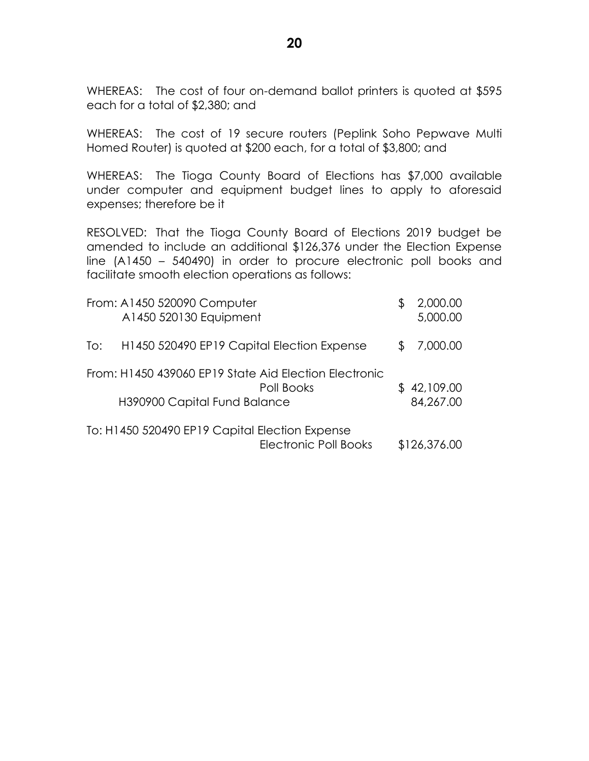WHEREAS: The cost of four on-demand ballot printers is quoted at $595 each for a total of $2,380; and

WHEREAS: The cost of 19 secure routers (Peplink Soho Pepwave Multi Homed Router) is quoted at $200 each, for a total of $3,800; and

WHEREAS: The Tioga County Board of Elections has $7,000 available under computer and equipment budget lines to apply to aforesaid expenses; therefore be it

RESOLVED: That the Tioga County Board of Elections 2019 budget be amended to include an additional $126,376 under the Election Expense line (A1450 – 540490) in order to procure electronic poll books and facilitate smooth election operations as follows:

| | | |
|---|---|---|
| From: | A1450 520090 Computer | $ 2,000.00 |
| | A1450 520130 Equipment | 5,000.00 |
| To: | H1450 520490 EP19 Capital Election Expense | $ 7,000.00 |
| From: | H1450 439060 EP19 State Aid Election Electronic Poll Books | $ 42,109.00 |
| | H390900 Capital Fund Balance | 84,267.00 |
| To: | H1450 520490 EP19 Capital Election Expense Electronic Poll Books | $126,376.00 |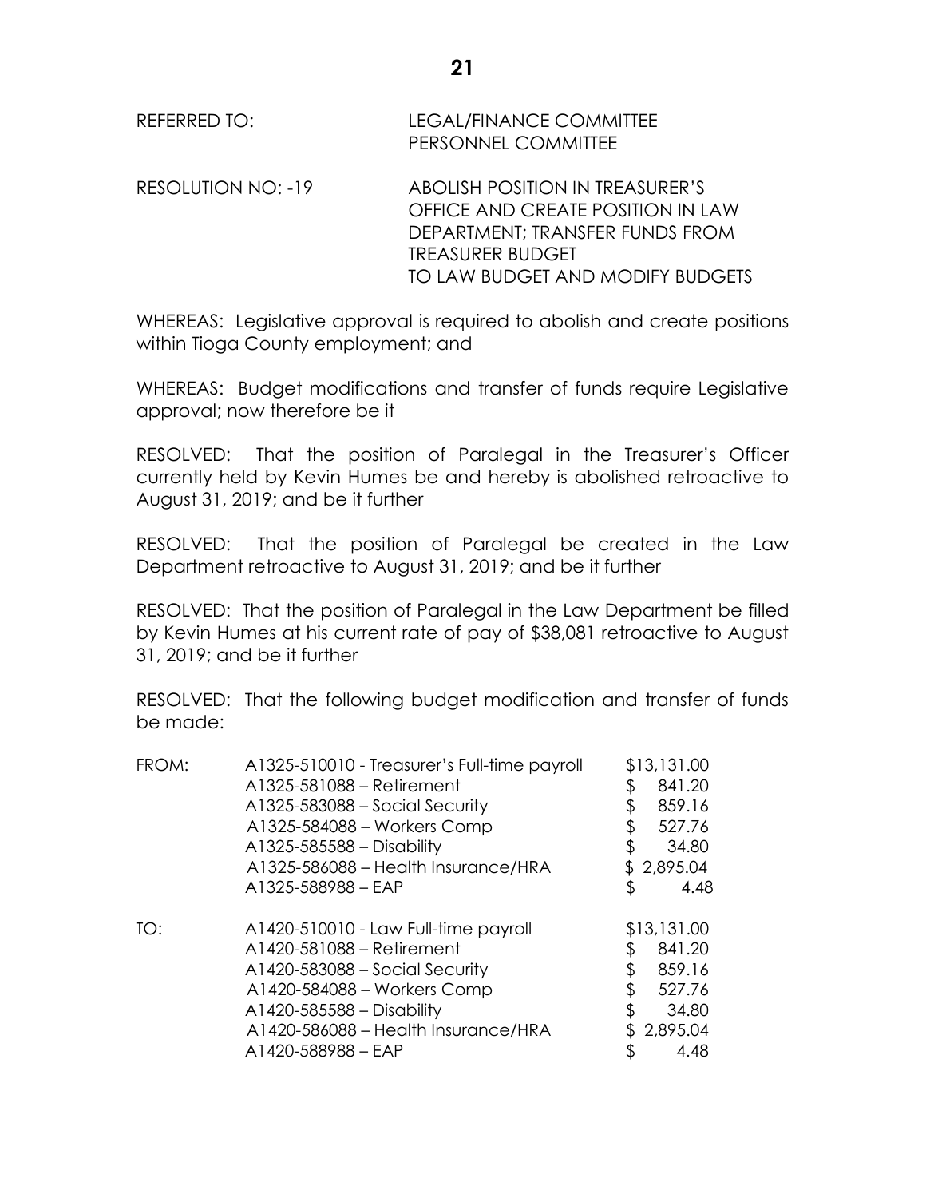REFERRED TO: LEGAL/FINANCE COMMITTEE
PERSONNEL COMMITTEE

RESOLUTION NO: -19 ABOLISH POSITION IN TREASURER'S OFFICE AND CREATE POSITION IN LAW DEPARTMENT; TRANSFER FUNDS FROM TREASURER BUDGET TO LAW BUDGET AND MODIFY BUDGETS

WHEREAS: Legislative approval is required to abolish and create positions within Tioga County employment; and

WHEREAS: Budget modifications and transfer of funds require Legislative approval; now therefore be it

RESOLVED: That the position of Paralegal in the Treasurer's Officer currently held by Kevin Humes be and hereby is abolished retroactive to August 31, 2019; and be it further

RESOLVED: That the position of Paralegal be created in the Law Department retroactive to August 31, 2019; and be it further

RESOLVED: That the position of Paralegal in the Law Department be filled by Kevin Humes at his current rate of pay of $38,081 retroactive to August 31, 2019; and be it further

RESOLVED: That the following budget modification and transfer of funds be made:

| | | |
|---|---|---|
| FROM: | A1325-510010 - Treasurer's Full-time payroll | $13,131.00 |
| | A1325-581088 – Retirement | $ 841.20 |
| | A1325-583088 – Social Security | $ 859.16 |
| | A1325-584088 – Workers Comp | $ 527.76 |
| | A1325-585588 – Disability | $ 34.80 |
| | A1325-586088 – Health Insurance/HRA | $ 2,895.04 |
| | A1325-588988 – EAP | $ 4.48 |
| TO: | A1420-510010 - Law Full-time payroll | $13,131.00 |
| | A1420-581088 – Retirement | $ 841.20 |
| | A1420-583088 – Social Security | $ 859.16 |
| | A1420-584088 – Workers Comp | $ 527.76 |
| | A1420-585588 – Disability | $ 34.80 |
| | A1420-586088 – Health Insurance/HRA | $ 2,895.04 |
| | A1420-588988 – EAP | $ 4.48 |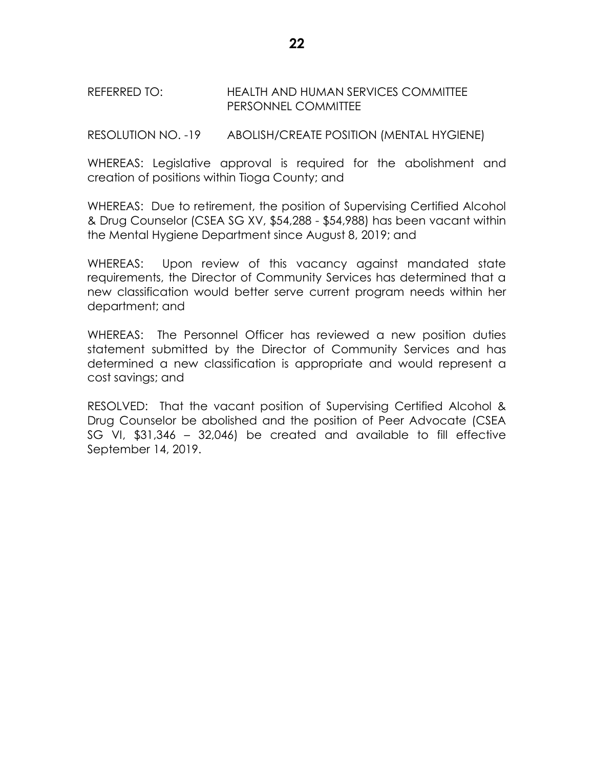REFERRED TO: HEALTH AND HUMAN SERVICES COMMITTEE
PERSONNEL COMMITTEE

RESOLUTION NO. -19 ABOLISH/CREATE POSITION (MENTAL HYGIENE)

WHEREAS: Legislative approval is required for the abolishment and creation of positions within Tioga County; and

WHEREAS: Due to retirement, the position of Supervising Certified Alcohol & Drug Counselor (CSEA SG XV, $54,288 - $54,988) has been vacant within the Mental Hygiene Department since August 8, 2019; and

WHEREAS: Upon review of this vacancy against mandated state requirements, the Director of Community Services has determined that a new classification would better serve current program needs within her department; and

WHEREAS: The Personnel Officer has reviewed a new position duties statement submitted by the Director of Community Services and has determined a new classification is appropriate and would represent a cost savings; and

RESOLVED: That the vacant position of Supervising Certified Alcohol & Drug Counselor be abolished and the position of Peer Advocate (CSEA SG VI, $31,346 – 32,046) be created and available to fill effective September 14, 2019.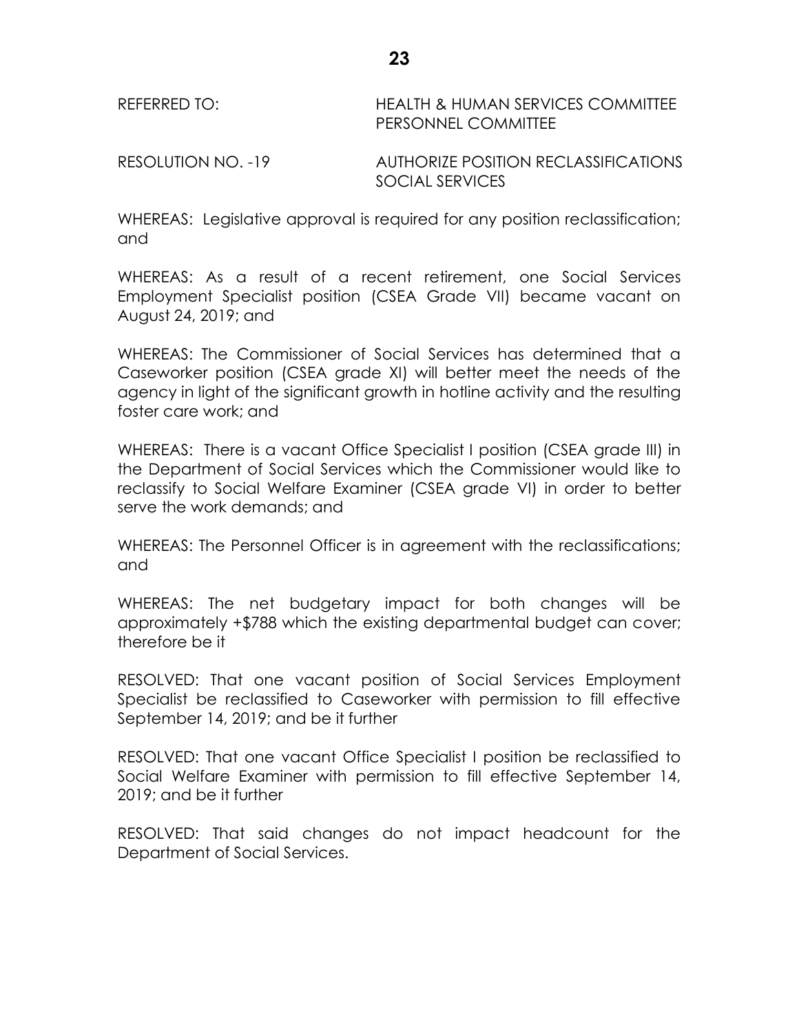REFERRED TO: HEALTH & HUMAN SERVICES COMMITTEE
PERSONNEL COMMITTEE

RESOLUTION NO. -19 AUTHORIZE POSITION RECLASSIFICATIONS SOCIAL SERVICES

WHEREAS: Legislative approval is required for any position reclassification; and

WHEREAS: As a result of a recent retirement, one Social Services Employment Specialist position (CSEA Grade VII) became vacant on August 24, 2019; and

WHEREAS: The Commissioner of Social Services has determined that a Caseworker position (CSEA grade XI) will better meet the needs of the agency in light of the significant growth in hotline activity and the resulting foster care work; and

WHEREAS: There is a vacant Office Specialist I position (CSEA grade III) in the Department of Social Services which the Commissioner would like to reclassify to Social Welfare Examiner (CSEA grade VI) in order to better serve the work demands; and

WHEREAS: The Personnel Officer is in agreement with the reclassifications; and

WHEREAS: The net budgetary impact for both changes will be approximately +$788 which the existing departmental budget can cover; therefore be it

RESOLVED: That one vacant position of Social Services Employment Specialist be reclassified to Caseworker with permission to fill effective September 14, 2019; and be it further

RESOLVED: That one vacant Office Specialist I position be reclassified to Social Welfare Examiner with permission to fill effective September 14, 2019; and be it further

RESOLVED: That said changes do not impact headcount for the Department of Social Services.